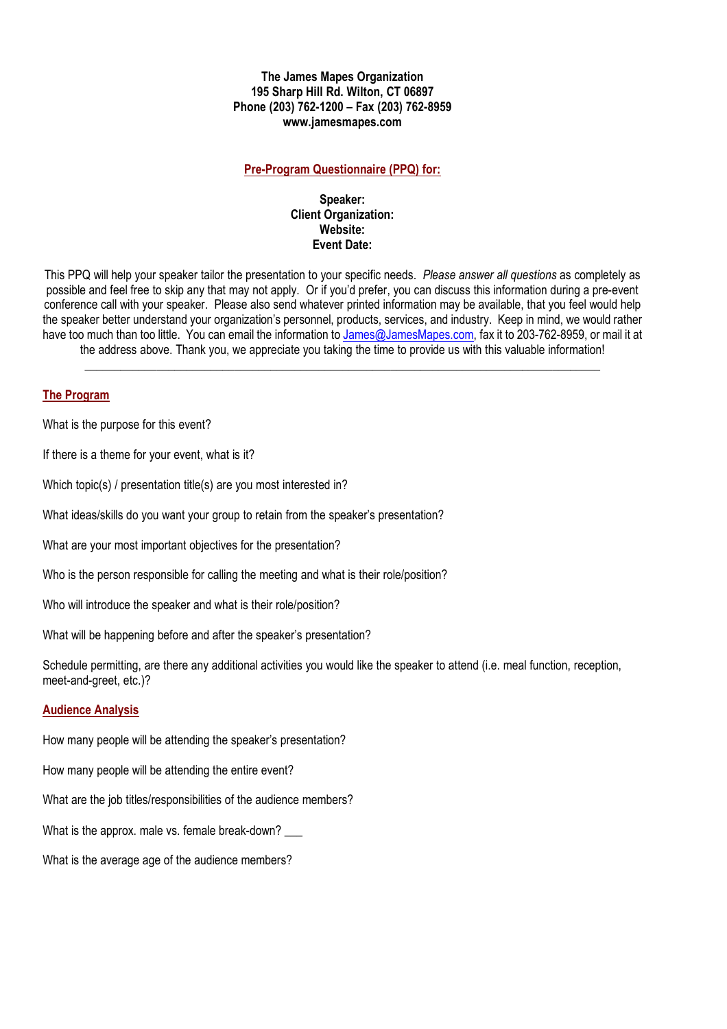**The James Mapes Organization**
**195 Sharp Hill Rd. Wilton, CT 06897**
**Phone (203) 762-1200 – Fax (203) 762-8959**
**www.jamesmapes.com**

## Pre-Program Questionnaire (PPQ) for:

**Speaker:**
**Client Organization:**
**Website:**
**Event Date:**

This PPQ will help your speaker tailor the presentation to your specific needs. *Please answer all questions* as completely as possible and feel free to skip any that may not apply. Or if you'd prefer, you can discuss this information during a pre-event conference call with your speaker. Please also send whatever printed information may be available, that you feel would help the speaker better understand your organization's personnel, products, services, and industry. Keep in mind, we would rather have too much than too little. You can email the information to James@JamesMapes.com, fax it to 203-762-8959, or mail it at the address above. Thank you, we appreciate you taking the time to provide us with this valuable information!

---

## The Program

What is the purpose for this event?

If there is a theme for your event, what is it?

Which topic(s) / presentation title(s) are you most interested in?

What ideas/skills do you want your group to retain from the speaker's presentation?

What are your most important objectives for the presentation?

Who is the person responsible for calling the meeting and what is their role/position?

Who will introduce the speaker and what is their role/position?

What will be happening before and after the speaker's presentation?

Schedule permitting, are there any additional activities you would like the speaker to attend (i.e. meal function, reception, meet-and-greet, etc.)?

## Audience Analysis

How many people will be attending the speaker's presentation?

How many people will be attending the entire event?

What are the job titles/responsibilities of the audience members?

What is the approx. male vs. female break-down? ___

What is the average age of the audience members?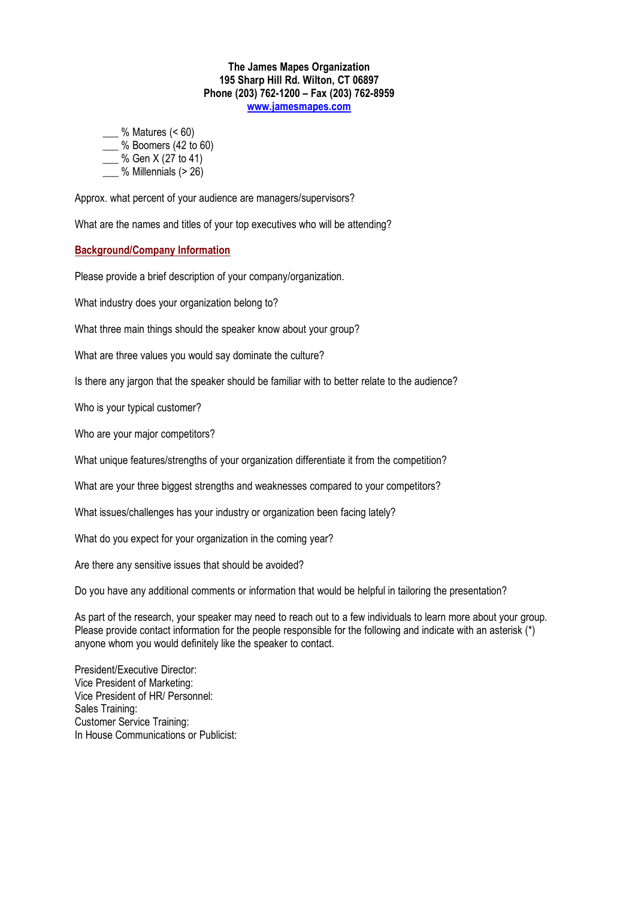**The James Mapes Organization**
**195 Sharp Hill Rd. Wilton, CT 06897**
**Phone (203) 762-1200 – Fax (203) 762-8959**
**[www.jamesmapes.com](http://www.jamesmapes.com)**

\_\_\_ % Matures (< 60)
\_\_\_ % Boomers (42 to 60)
\_\_\_ % Gen X (27 to 41)
\_\_\_ % Millennials (> 26)

Approx. what percent of your audience are managers/supervisors?

What are the names and titles of your top executives who will be attending?

## Background/Company Information

Please provide a brief description of your company/organization.

What industry does your organization belong to?

What three main things should the speaker know about your group?

What are three values you would say dominate the culture?

Is there any jargon that the speaker should be familiar with to better relate to the audience?

Who is your typical customer?

Who are your major competitors?

What unique features/strengths of your organization differentiate it from the competition?

What are your three biggest strengths and weaknesses compared to your competitors?

What issues/challenges has your industry or organization been facing lately?

What do you expect for your organization in the coming year?

Are there any sensitive issues that should be avoided?

Do you have any additional comments or information that would be helpful in tailoring the presentation?

As part of the research, your speaker may need to reach out to a few individuals to learn more about your group. Please provide contact information for the people responsible for the following and indicate with an asterisk (*) anyone whom you would definitely like the speaker to contact.

President/Executive Director:
Vice President of Marketing:
Vice President of HR/ Personnel:
Sales Training:
Customer Service Training:
In House Communications or Publicist: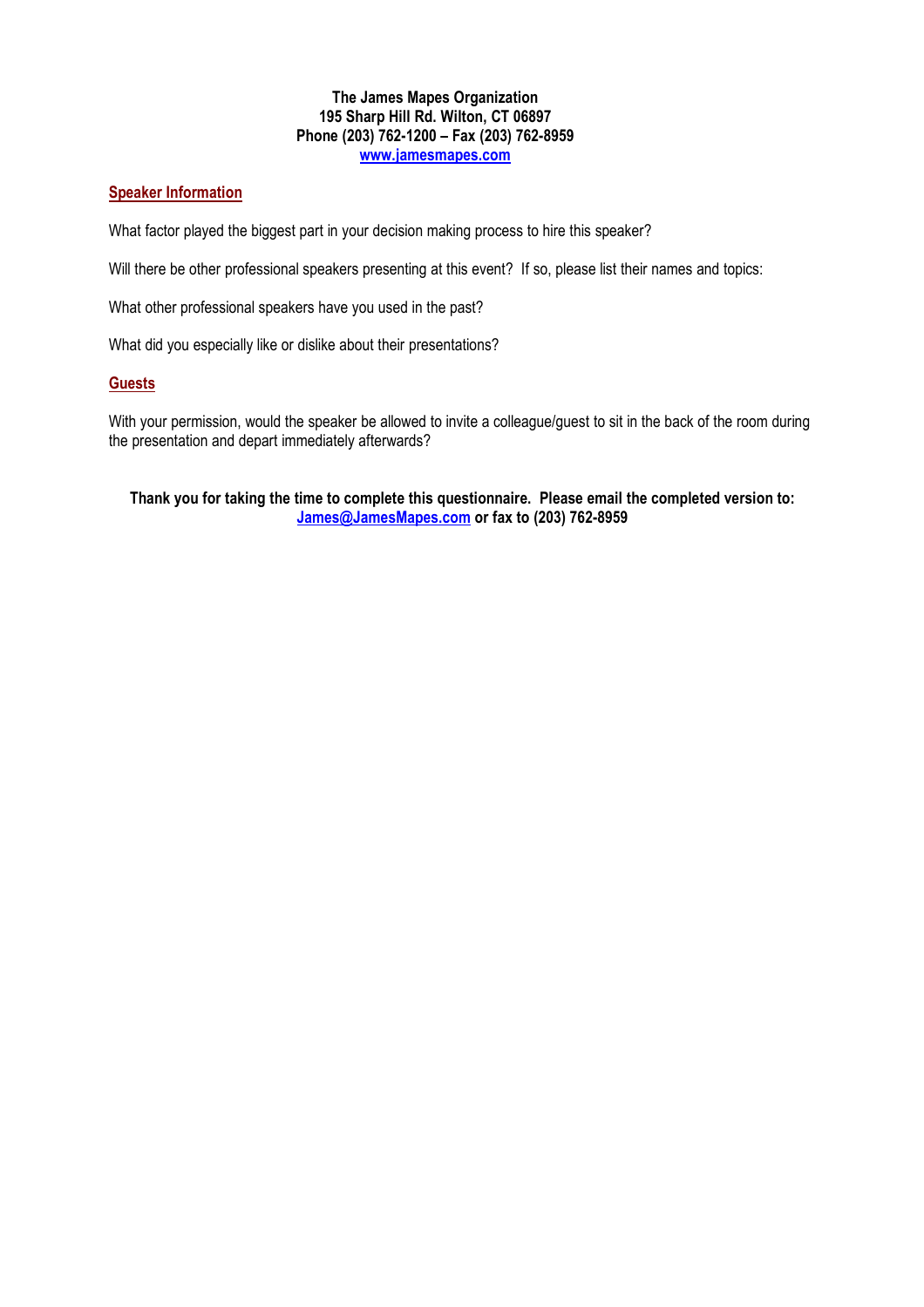**The James Mapes Organization**
**195 Sharp Hill Rd. Wilton, CT 06897**
**Phone (203) 762-1200 – Fax (203) 762-8959**
**www.jamesmapes.com**

## Speaker Information

What factor played the biggest part in your decision making process to hire this speaker?

Will there be other professional speakers presenting at this event? If so, please list their names and topics:

What other professional speakers have you used in the past?

What did you especially like or dislike about their presentations?

## Guests

With your permission, would the speaker be allowed to invite a colleague/guest to sit in the back of the room during the presentation and depart immediately afterwards?

**Thank you for taking the time to complete this questionnaire. Please email the completed version to: James@JamesMapes.com or fax to (203) 762-8959**